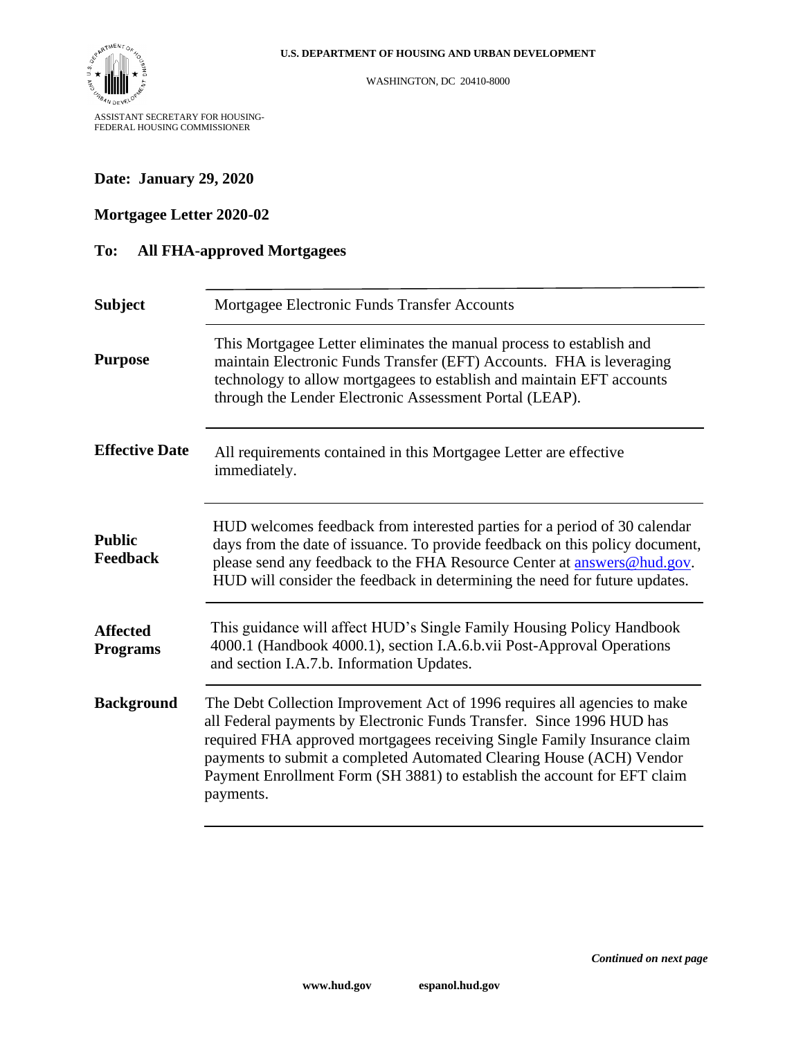**U.S. DEPARTMENT OF HOUSING AND URBAN DEVELOPMENT**

WASHINGTON, DC 20410-8000

ASSISTANT SECRETARY FOR HOUSING-
FEDERAL HOUSING COMMISSIONER

**Date: January 29, 2020**

**Mortgagee Letter 2020-02**

**To: All FHA-approved Mortgagees**

| | |
|---|---|
| **Subject** | Mortgagee Electronic Funds Transfer Accounts |
| **Purpose** | This Mortgagee Letter eliminates the manual process to establish and maintain Electronic Funds Transfer (EFT) Accounts. FHA is leveraging technology to allow mortgagees to establish and maintain EFT accounts through the Lender Electronic Assessment Portal (LEAP). |
| **Effective Date** | All requirements contained in this Mortgagee Letter are effective immediately. |
| **Public Feedback** | HUD welcomes feedback from interested parties for a period of 30 calendar days from the date of issuance. To provide feedback on this policy document, please send any feedback to the FHA Resource Center at [answers@hud.gov](mailto:answers@hud.gov). HUD will consider the feedback in determining the need for future updates. |
| **Affected Programs** | This guidance will affect HUD's Single Family Housing Policy Handbook 4000.1 (Handbook 4000.1), section I.A.6.b.vii Post-Approval Operations and section I.A.7.b. Information Updates. |
| **Background** | The Debt Collection Improvement Act of 1996 requires all agencies to make all Federal payments by Electronic Funds Transfer. Since 1996 HUD has required FHA approved mortgagees receiving Single Family Insurance claim payments to submit a completed Automated Clearing House (ACH) Vendor Payment Enrollment Form (SH 3881) to establish the account for EFT claim payments. |

***Continued on next page***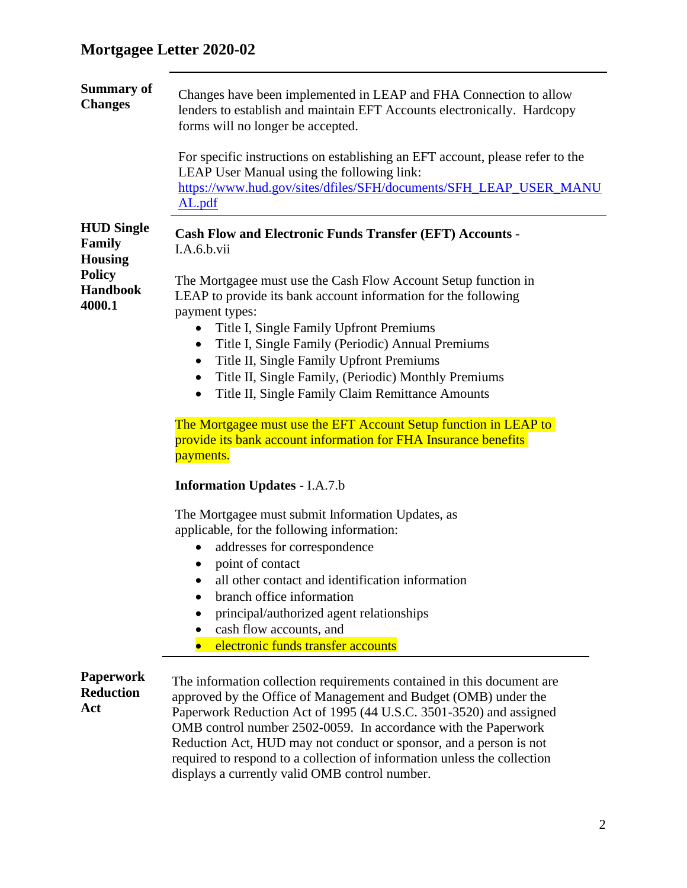# Mortgagee Letter 2020-02

| | |
|---|---|
| **Summary of Changes** | Changes have been implemented in LEAP and FHA Connection to allow lenders to establish and maintain EFT Accounts electronically. Hardcopy forms will no longer be accepted.<br><br>For specific instructions on establishing an EFT account, please refer to the LEAP User Manual using the following link: [https://www.hud.gov/sites/dfiles/SFH/documents/SFH_LEAP_USER_MANUAL.pdf](https://www.hud.gov/sites/dfiles/SFH/documents/SFH_LEAP_USER_MANUAL.pdf) |
| **HUD Single Family Housing Policy Handbook 4000.1** | **Cash Flow and Electronic Funds Transfer (EFT) Accounts -** I.A.6.b.vii<br><br>The Mortgagee must use the Cash Flow Account Setup function in LEAP to provide its bank account information for the following payment types:<br>• Title I, Single Family Upfront Premiums<br>• Title I, Single Family (Periodic) Annual Premiums<br>• Title II, Single Family Upfront Premiums<br>• Title II, Single Family, (Periodic) Monthly Premiums<br>• Title II, Single Family Claim Remittance Amounts<br><br>The Mortgagee must use the EFT Account Setup function in LEAP to provide its bank account information for FHA Insurance benefits payments.<br><br>**Information Updates** - I.A.7.b<br><br>The Mortgagee must submit Information Updates, as applicable, for the following information:<br>• addresses for correspondence<br>• point of contact<br>• all other contact and identification information<br>• branch office information<br>• principal/authorized agent relationships<br>• cash flow accounts, and<br>• electronic funds transfer accounts |
| **Paperwork Reduction Act** | The information collection requirements contained in this document are approved by the Office of Management and Budget (OMB) under the Paperwork Reduction Act of 1995 (44 U.S.C. 3501-3520) and assigned OMB control number 2502-0059. In accordance with the Paperwork Reduction Act, HUD may not conduct or sponsor, and a person is not required to respond to a collection of information unless the collection displays a currently valid OMB control number. |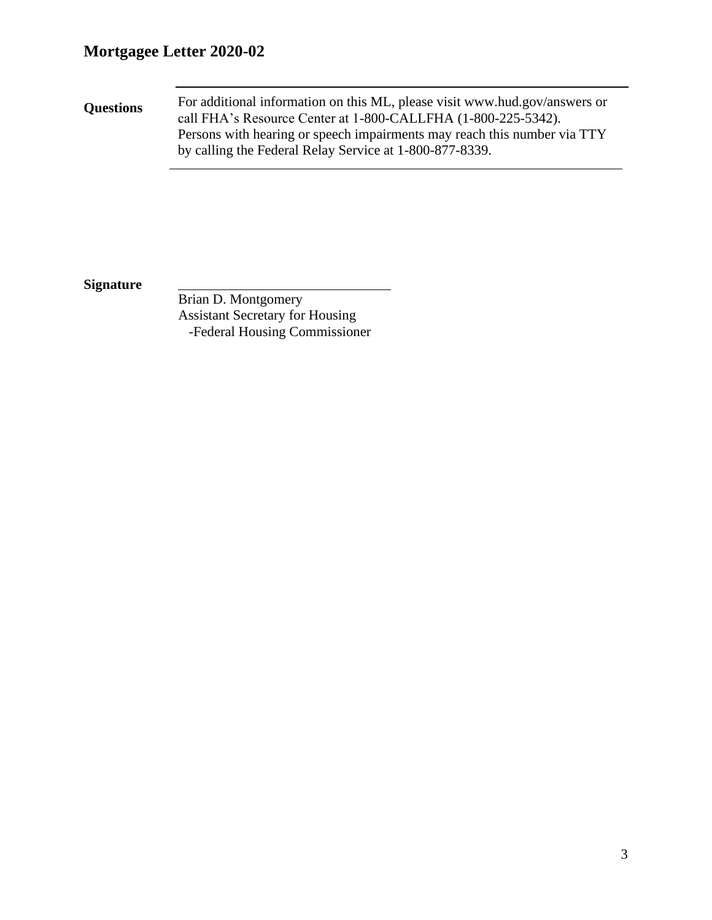**Questions**

For additional information on this ML, please visit www.hud.gov/answers or call FHA's Resource Center at 1-800-CALLFHA (1-800-225-5342). Persons with hearing or speech impairments may reach this number via TTY by calling the Federal Relay Service at 1-800-877-8339.

**Signature**

Brian D. Montgomery
Assistant Secretary for Housing
-Federal Housing Commissioner